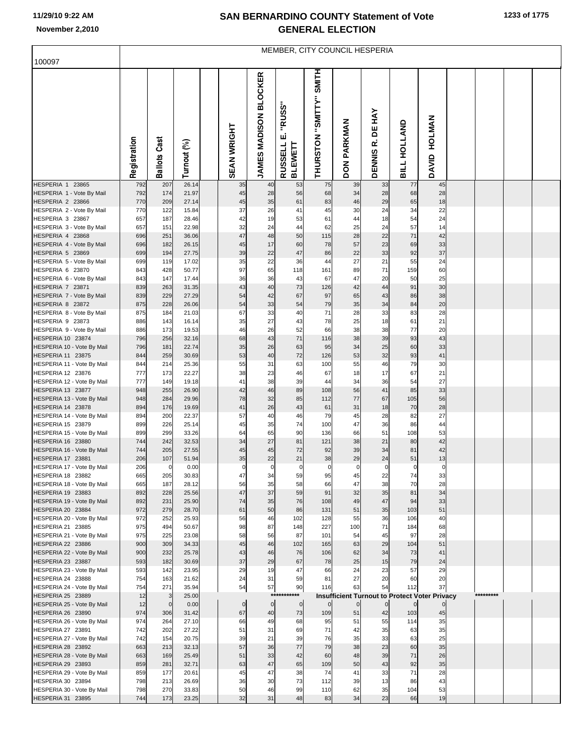# SAN BERNARDINO COUNTY Statement of Vote
# GENERAL ELECTION

11/29/10 9:22 AM
November 2,2010

100097

MEMBER, CITY COUNCIL HESPERIA

| | Registration | Ballots Cast | Turnout (%) | | SEAN WRIGHT | JAMES MADISON BLOCKER | RUSSELL E. "RUSS" BLEWETT | THURSTON "SMITTY" SMITH | DON PARKMAN | DENNIS R. DE HAY | BILL HOLLAND | DAVID HOLMAN |
|---|---|---|---|---|---|---|---|---|---|---|---|---|
| HESPERIA 1 23865 | 792 | 207 | 26.14 | | 35 | 40 | 53 | 75 | 39 | 33 | 77 | 45 |
| HESPERIA 1 - Vote By Mail | 792 | 174 | 21.97 | | 45 | 28 | 56 | 68 | 34 | 28 | 68 | 28 |
| HESPERIA 2 23866 | 770 | 209 | 27.14 | | 45 | 35 | 61 | 83 | 46 | 29 | 65 | 18 |
| HESPERIA 2 - Vote By Mail | 770 | 122 | 15.84 | | 37 | 26 | 41 | 45 | 30 | 24 | 34 | 22 |
| HESPERIA 3 23867 | 657 | 187 | 28.46 | | 42 | 19 | 53 | 61 | 44 | 18 | 54 | 24 |
| HESPERIA 3 - Vote By Mail | 657 | 151 | 22.98 | | 32 | 24 | 44 | 62 | 25 | 24 | 57 | 14 |
| HESPERIA 4 23868 | 696 | 251 | 36.06 | | 47 | 48 | 50 | 115 | 28 | 22 | 71 | 42 |
| HESPERIA 4 - Vote By Mail | 696 | 182 | 26.15 | | 45 | 17 | 60 | 78 | 57 | 23 | 69 | 33 |
| HESPERIA 5 23869 | 699 | 194 | 27.75 | | 39 | 22 | 47 | 86 | 22 | 33 | 92 | 37 |
| HESPERIA 5 - Vote By Mail | 699 | 119 | 17.02 | | 35 | 22 | 36 | 44 | 27 | 21 | 55 | 24 |
| HESPERIA 6 23870 | 843 | 428 | 50.77 | | 97 | 65 | 118 | 161 | 89 | 71 | 159 | 60 |
| HESPERIA 6 - Vote By Mail | 843 | 147 | 17.44 | | 36 | 36 | 43 | 67 | 47 | 20 | 50 | 25 |
| HESPERIA 7 23871 | 839 | 263 | 31.35 | | 43 | 40 | 73 | 126 | 42 | 44 | 91 | 30 |
| HESPERIA 7 - Vote By Mail | 839 | 229 | 27.29 | | 54 | 42 | 67 | 97 | 65 | 43 | 86 | 38 |
| HESPERIA 8 23872 | 875 | 228 | 26.06 | | 54 | 33 | 54 | 79 | 35 | 34 | 84 | 20 |
| HESPERIA 8 - Vote By Mail | 875 | 184 | 21.03 | | 67 | 33 | 40 | 71 | 28 | 33 | 83 | 28 |
| HESPERIA 9 23873 | 886 | 143 | 16.14 | | 35 | 27 | 43 | 78 | 25 | 18 | 61 | 21 |
| HESPERIA 9 - Vote By Mail | 886 | 173 | 19.53 | | 46 | 26 | 52 | 66 | 38 | 38 | 77 | 20 |
| HESPERIA 10 23874 | 796 | 256 | 32.16 | | 68 | 43 | 71 | 116 | 38 | 39 | 93 | 43 |
| HESPERIA 10 - Vote By Mail | 796 | 181 | 22.74 | | 35 | 26 | 63 | 95 | 34 | 25 | 60 | 33 |
| HESPERIA 11 23875 | 844 | 259 | 30.69 | | 53 | 40 | 72 | 126 | 53 | 32 | 93 | 41 |
| HESPERIA 11 - Vote By Mail | 844 | 214 | 25.36 | | 55 | 31 | 63 | 100 | 55 | 46 | 79 | 30 |
| HESPERIA 12 23876 | 777 | 173 | 22.27 | | 38 | 23 | 46 | 67 | 18 | 17 | 67 | 21 |
| HESPERIA 12 - Vote By Mail | 777 | 149 | 19.18 | | 41 | 38 | 39 | 44 | 34 | 36 | 54 | 27 |
| HESPERIA 13 23877 | 948 | 255 | 26.90 | | 42 | 46 | 89 | 108 | 56 | 41 | 85 | 33 |
| HESPERIA 13 - Vote By Mail | 948 | 284 | 29.96 | | 78 | 32 | 85 | 112 | 77 | 67 | 105 | 56 |
| HESPERIA 14 23878 | 894 | 176 | 19.69 | | 41 | 26 | 43 | 61 | 31 | 18 | 70 | 28 |
| HESPERIA 14 - Vote By Mail | 894 | 200 | 22.37 | | 57 | 40 | 46 | 79 | 45 | 28 | 82 | 27 |
| HESPERIA 15 23879 | 899 | 226 | 25.14 | | 45 | 35 | 74 | 100 | 47 | 36 | 86 | 44 |
| HESPERIA 15 - Vote By Mail | 899 | 299 | 33.26 | | 64 | 65 | 90 | 136 | 66 | 51 | 108 | 53 |
| HESPERIA 16 23880 | 744 | 242 | 32.53 | | 34 | 27 | 81 | 121 | 38 | 21 | 80 | 42 |
| HESPERIA 16 - Vote By Mail | 744 | 205 | 27.55 | | 45 | 45 | 72 | 92 | 39 | 34 | 81 | 42 |
| HESPERIA 17 23881 | 206 | 107 | 51.94 | | 35 | 22 | 21 | 38 | 29 | 24 | 51 | 13 |
| HESPERIA 17 - Vote By Mail | 206 | 0 | 0.00 | | 0 | 0 | 0 | 0 | 0 | 0 | 0 | 0 |
| HESPERIA 18 23882 | 665 | 205 | 30.83 | | 47 | 34 | 59 | 95 | 45 | 22 | 74 | 33 |
| HESPERIA 18 - Vote By Mail | 665 | 187 | 28.12 | | 56 | 35 | 58 | 66 | 47 | 38 | 70 | 28 |
| HESPERIA 19 23883 | 892 | 228 | 25.56 | | 47 | 37 | 59 | 91 | 32 | 35 | 81 | 34 |
| HESPERIA 19 - Vote By Mail | 892 | 231 | 25.90 | | 74 | 35 | 76 | 108 | 49 | 47 | 94 | 33 |
| HESPERIA 20 23884 | 972 | 279 | 28.70 | | 61 | 50 | 86 | 131 | 51 | 35 | 103 | 51 |
| HESPERIA 20 - Vote By Mail | 972 | 252 | 25.93 | | 56 | 46 | 102 | 128 | 55 | 36 | 106 | 40 |
| HESPERIA 21 23885 | 975 | 494 | 50.67 | | 98 | 87 | 148 | 227 | 100 | 71 | 184 | 68 |
| HESPERIA 21 - Vote By Mail | 975 | 225 | 23.08 | | 58 | 56 | 87 | 101 | 54 | 45 | 97 | 28 |
| HESPERIA 22 23886 | 900 | 309 | 34.33 | | 45 | 46 | 102 | 165 | 63 | 29 | 104 | 51 |
| HESPERIA 22 - Vote By Mail | 900 | 232 | 25.78 | | 43 | 46 | 76 | 106 | 62 | 34 | 73 | 41 |
| HESPERIA 23 23887 | 593 | 182 | 30.69 | | 37 | 29 | 67 | 78 | 25 | 15 | 79 | 24 |
| HESPERIA 23 - Vote By Mail | 593 | 142 | 23.95 | | 29 | 19 | 47 | 66 | 24 | 23 | 57 | 29 |
| HESPERIA 24 23888 | 754 | 163 | 21.62 | | 24 | 31 | 59 | 81 | 27 | 20 | 60 | 20 |
| HESPERIA 24 - Vote By Mail | 754 | 271 | 35.94 | | 54 | 57 | 90 | 116 | 63 | 54 | 112 | 37 |
| HESPERIA 25 23889 | 12 | 3 | 25.00 | | | *********** | Insufficient Turnout to Protect Voter Privacy | | | | | ********* |
| HESPERIA 25 - Vote By Mail | 12 | 0 | 0.00 | | 0 | 0 | 0 | 0 | 0 | 0 | 0 | 0 |
| HESPERIA 26 23890 | 974 | 306 | 31.42 | | 67 | 40 | 73 | 109 | 51 | 42 | 103 | 45 |
| HESPERIA 26 - Vote By Mail | 974 | 264 | 27.10 | | 66 | 49 | 68 | 95 | 51 | 55 | 114 | 35 |
| HESPERIA 27 23891 | 742 | 202 | 27.22 | | 51 | 31 | 69 | 71 | 42 | 35 | 63 | 35 |
| HESPERIA 27 - Vote By Mail | 742 | 154 | 20.75 | | 39 | 21 | 39 | 76 | 35 | 33 | 63 | 25 |
| HESPERIA 28 23892 | 663 | 213 | 32.13 | | 57 | 36 | 77 | 79 | 38 | 23 | 60 | 35 |
| HESPERIA 28 - Vote By Mail | 663 | 169 | 25.49 | | 51 | 33 | 42 | 60 | 48 | 39 | 71 | 26 |
| HESPERIA 29 23893 | 859 | 281 | 32.71 | | 63 | 47 | 65 | 109 | 50 | 43 | 92 | 35 |
| HESPERIA 29 - Vote By Mail | 859 | 177 | 20.61 | | 45 | 47 | 38 | 74 | 41 | 33 | 71 | 28 |
| HESPERIA 30 23894 | 798 | 213 | 26.69 | | 36 | 30 | 73 | 112 | 39 | 13 | 86 | 43 |
| HESPERIA 30 - Vote By Mail | 798 | 270 | 33.83 | | 50 | 46 | 99 | 110 | 62 | 35 | 104 | 53 |
| HESPERIA 31 23895 | 744 | 173 | 23.25 | | 32 | 31 | 48 | 83 | 34 | 23 | 66 | 19 |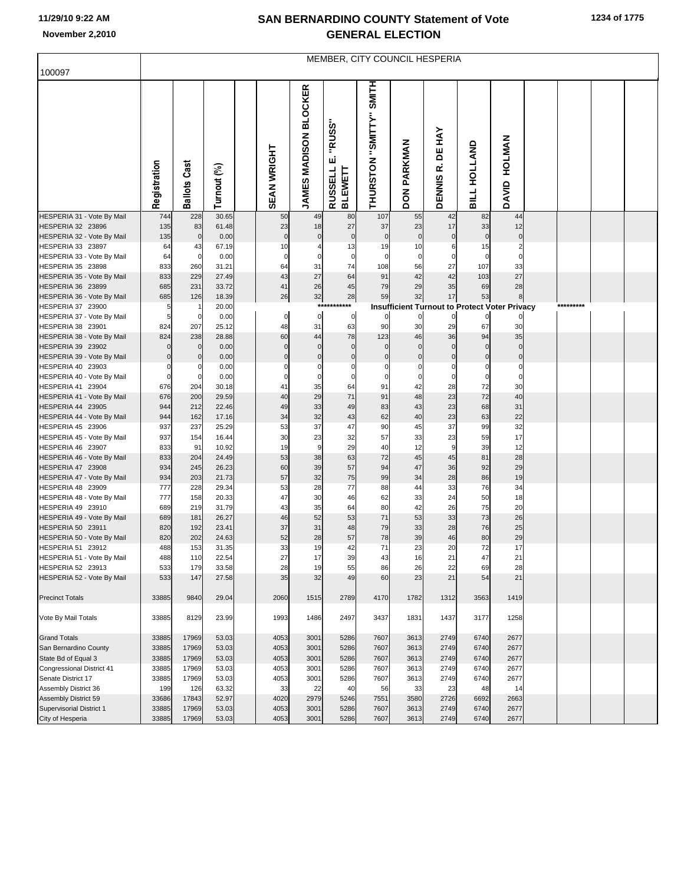# SAN BERNARDINO COUNTY Statement of Vote
# GENERAL ELECTION

11/29/10 9:22 AM

November 2,2010

## MEMBER, CITY COUNCIL HESPERIA

100097

| | Registration | Ballots Cast | Turnout (%) | | SEAN WRIGHT | JAMES MADISON BLOCKER | RUSSELL E. "RUSS" BLEWETT | THURSTON "SMITTY" SMITH | DON PARKMAN | DENNIS R. DE HAY | BILL HOLLAND | DAVID HOLMAN | | | | |
|---|---|---|---|---|---|---|---|---|---|---|---|---|---|---|---|---|
| HESPERIA 31 - Vote By Mail | 744 | 228 | 30.65 | | 50 | 49 | 80 | 107 | 55 | 42 | 82 | 44 | | | | |
| HESPERIA 32 23896 | 135 | 83 | 61.48 | | 23 | 18 | 27 | 37 | 23 | 17 | 33 | 12 | | | | |
| HESPERIA 32 - Vote By Mail | 135 | 0 | 0.00 | | 0 | 0 | 0 | 0 | 0 | 0 | 0 | 0 | | | | |
| HESPERIA 33 23897 | 64 | 43 | 67.19 | | 10 | 4 | 13 | 19 | 10 | 6 | 15 | 2 | | | | |
| HESPERIA 33 - Vote By Mail | 64 | 0 | 0.00 | | 0 | 0 | 0 | 0 | 0 | 0 | 0 | 0 | | | | |
| HESPERIA 35 23898 | 833 | 260 | 31.21 | | 64 | 31 | 74 | 108 | 56 | 27 | 107 | 33 | | | | |
| HESPERIA 35 - Vote By Mail | 833 | 229 | 27.49 | | 43 | 27 | 64 | 91 | 42 | 42 | 103 | 27 | | | | |
| HESPERIA 36 23899 | 685 | 231 | 33.72 | | 41 | 26 | 45 | 79 | 29 | 35 | 69 | 28 | | | | |
| HESPERIA 36 - Vote By Mail | 685 | 126 | 18.39 | | 26 | 32 | 28 | 59 | 32 | 17 | 53 | 8 | | | | |
| HESPERIA 37 23900 | 5 | 1 | 20.00 | | | | *********** | Insufficient Turnout to Protect Voter Privacy | | | | | | ********* | | |
| HESPERIA 37 - Vote By Mail | 5 | 0 | 0.00 | | 0 | 0 | 0 | 0 | 0 | 0 | 0 | 0 | | | | |
| HESPERIA 38 23901 | 824 | 207 | 25.12 | | 48 | 31 | 63 | 90 | 30 | 29 | 67 | 30 | | | | |
| HESPERIA 38 - Vote By Mail | 824 | 238 | 28.88 | | 60 | 44 | 78 | 123 | 46 | 36 | 94 | 35 | | | | |
| HESPERIA 39 23902 | 0 | 0 | 0.00 | | 0 | 0 | 0 | 0 | 0 | 0 | 0 | 0 | | | | |
| HESPERIA 39 - Vote By Mail | 0 | 0 | 0.00 | | 0 | 0 | 0 | 0 | 0 | 0 | 0 | 0 | | | | |
| HESPERIA 40 23903 | 0 | 0 | 0.00 | | 0 | 0 | 0 | 0 | 0 | 0 | 0 | 0 | | | | |
| HESPERIA 40 - Vote By Mail | 0 | 0 | 0.00 | | 0 | 0 | 0 | 0 | 0 | 0 | 0 | 0 | | | | |
| HESPERIA 41 23904 | 676 | 204 | 30.18 | | 41 | 35 | 64 | 91 | 42 | 28 | 72 | 30 | | | | |
| HESPERIA 41 - Vote By Mail | 676 | 200 | 29.59 | | 40 | 29 | 71 | 91 | 48 | 23 | 72 | 40 | | | | |
| HESPERIA 44 23905 | 944 | 212 | 22.46 | | 49 | 33 | 49 | 83 | 43 | 23 | 68 | 31 | | | | |
| HESPERIA 44 - Vote By Mail | 944 | 162 | 17.16 | | 34 | 32 | 43 | 62 | 40 | 23 | 63 | 22 | | | | |
| HESPERIA 45 23906 | 937 | 237 | 25.29 | | 53 | 37 | 47 | 90 | 45 | 37 | 99 | 32 | | | | |
| HESPERIA 45 - Vote By Mail | 937 | 154 | 16.44 | | 30 | 23 | 32 | 57 | 33 | 23 | 59 | 17 | | | | |
| HESPERIA 46 23907 | 833 | 91 | 10.92 | | 19 | 9 | 29 | 40 | 12 | 9 | 39 | 12 | | | | |
| HESPERIA 46 - Vote By Mail | 833 | 204 | 24.49 | | 53 | 38 | 63 | 72 | 45 | 45 | 81 | 28 | | | | |
| HESPERIA 47 23908 | 934 | 245 | 26.23 | | 60 | 39 | 57 | 94 | 47 | 36 | 92 | 29 | | | | |
| HESPERIA 47 - Vote By Mail | 934 | 203 | 21.73 | | 57 | 32 | 75 | 99 | 34 | 28 | 86 | 19 | | | | |
| HESPERIA 48 23909 | 777 | 228 | 29.34 | | 53 | 28 | 77 | 88 | 44 | 33 | 76 | 34 | | | | |
| HESPERIA 48 - Vote By Mail | 777 | 158 | 20.33 | | 47 | 30 | 46 | 62 | 33 | 24 | 50 | 18 | | | | |
| HESPERIA 49 23910 | 689 | 219 | 31.79 | | 43 | 35 | 64 | 80 | 42 | 26 | 75 | 20 | | | | |
| HESPERIA 49 - Vote By Mail | 689 | 181 | 26.27 | | 46 | 52 | 53 | 71 | 53 | 33 | 73 | 26 | | | | |
| HESPERIA 50 23911 | 820 | 192 | 23.41 | | 37 | 31 | 48 | 79 | 33 | 28 | 76 | 25 | | | | |
| HESPERIA 50 - Vote By Mail | 820 | 202 | 24.63 | | 52 | 28 | 57 | 78 | 39 | 46 | 80 | 29 | | | | |
| HESPERIA 51 23912 | 488 | 153 | 31.35 | | 33 | 19 | 42 | 71 | 23 | 20 | 72 | 17 | | | | |
| HESPERIA 51 - Vote By Mail | 488 | 110 | 22.54 | | 27 | 17 | 39 | 43 | 16 | 21 | 47 | 21 | | | | |
| HESPERIA 52 23913 | 533 | 179 | 33.58 | | 28 | 19 | 55 | 86 | 26 | 22 | 69 | 28 | | | | |
| HESPERIA 52 - Vote By Mail | 533 | 147 | 27.58 | | 35 | 32 | 49 | 60 | 23 | 21 | 54 | 21 | | | | |
| Precinct Totals | 33885 | 9840 | 29.04 | | 2060 | 1515 | 2789 | 4170 | 1782 | 1312 | 3563 | 1419 | | | | |
| Vote By Mail Totals | 33885 | 8129 | 23.99 | | 1993 | 1486 | 2497 | 3437 | 1831 | 1437 | 3177 | 1258 | | | | |
| Grand Totals | 33885 | 17969 | 53.03 | | 4053 | 3001 | 5286 | 7607 | 3613 | 2749 | 6740 | 2677 | | | | |
| San Bernardino County | 33885 | 17969 | 53.03 | | 4053 | 3001 | 5286 | 7607 | 3613 | 2749 | 6740 | 2677 | | | | |
| State Bd of Equal 3 | 33885 | 17969 | 53.03 | | 4053 | 3001 | 5286 | 7607 | 3613 | 2749 | 6740 | 2677 | | | | |
| Congressional District 41 | 33885 | 17969 | 53.03 | | 4053 | 3001 | 5286 | 7607 | 3613 | 2749 | 6740 | 2677 | | | | |
| Senate District 17 | 33885 | 17969 | 53.03 | | 4053 | 3001 | 5286 | 7607 | 3613 | 2749 | 6740 | 2677 | | | | |
| Assembly District 36 | 199 | 126 | 63.32 | | 33 | 22 | 40 | 56 | 33 | 23 | 48 | 14 | | | | |
| Assembly District 59 | 33686 | 17843 | 52.97 | | 4020 | 2979 | 5246 | 7551 | 3580 | 2726 | 6692 | 2663 | | | | |
| Supervisorial District 1 | 33885 | 17969 | 53.03 | | 4053 | 3001 | 5286 | 7607 | 3613 | 2749 | 6740 | 2677 | | | | |
| City of Hesperia | 33885 | 17969 | 53.03 | | 4053 | 3001 | 5286 | 7607 | 3613 | 2749 | 6740 | 2677 | | | | |